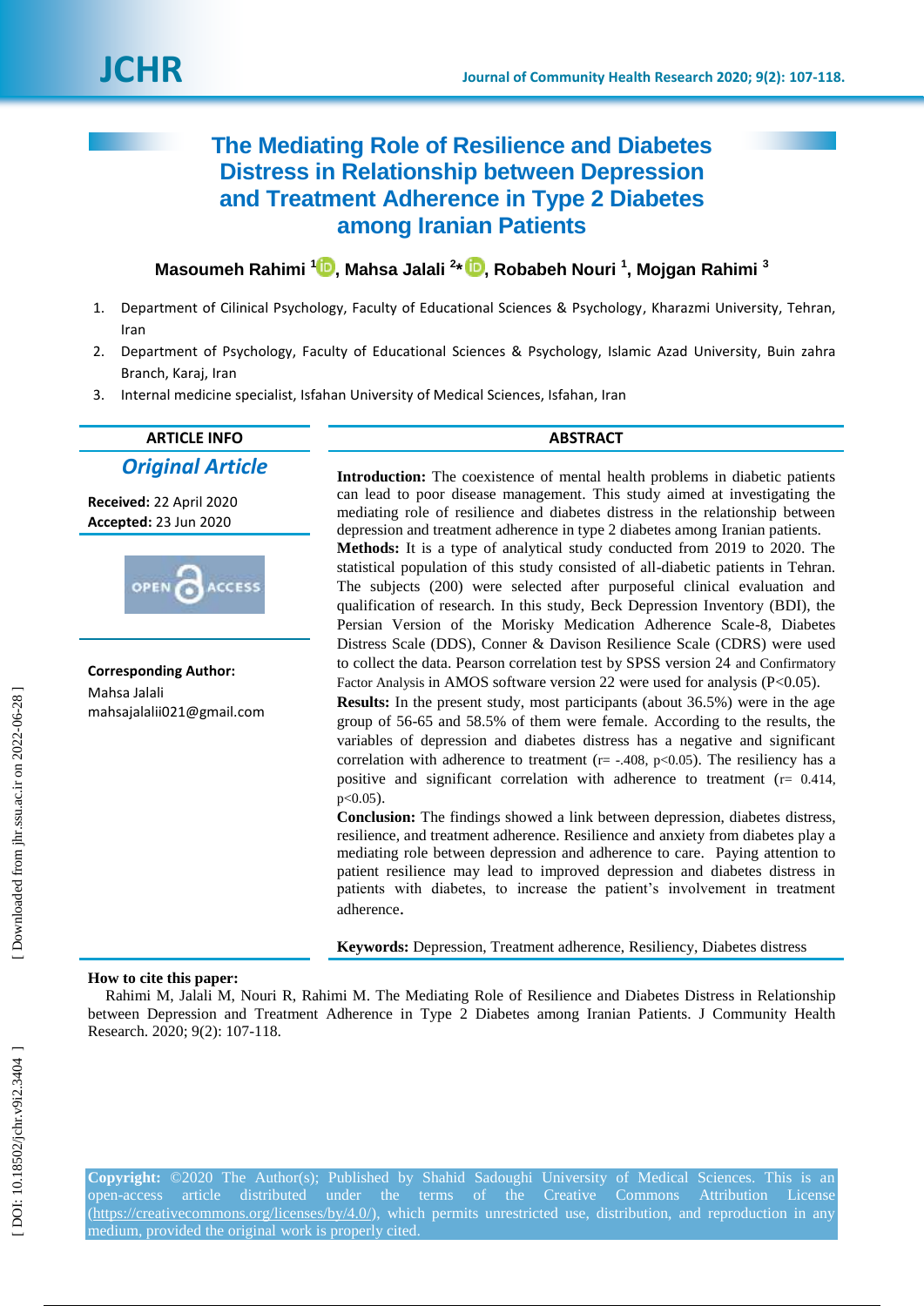# The Mediating Role of Resilience and Diabetes Distress in Relationship between Depression and Treatment Adherence in Type 2 Diabetes among Iranian Patients

**Masoumeh Rahimi [1], Mahsa Jalali [2]*, Robabeh Nouri [1], Mojgan Rahimi [3]**

1. Department of Cilinical Psychology, Faculty of Educational Sciences & Psychology, Kharazmi University, Tehran, Iran
2. Department of Psychology, Faculty of Educational Sciences & Psychology, Islamic Azad University, Buin zahra Branch, Karaj, Iran
3. Internal medicine specialist, Isfahan University of Medical Sciences, Isfahan, Iran

## ARTICLE INFO

***Original Article***

**Received:** 22 April 2020
**Accepted:** 23 Jun 2020

**Corresponding Author:**
Mahsa Jalali
mahsajalalii021@gmail.com

## ABSTRACT

**Introduction:** The coexistence of mental health problems in diabetic patients can lead to poor disease management. This study aimed at investigating the mediating role of resilience and diabetes distress in the relationship between depression and treatment adherence in type 2 diabetes among Iranian patients.

**Methods:** It is a type of analytical study conducted from 2019 to 2020. The statistical population of this study consisted of all-diabetic patients in Tehran. The subjects (200) were selected after purposeful clinical evaluation and qualification of research. In this study, Beck Depression Inventory (BDI), the Persian Version of the Morisky Medication Adherence Scale-8, Diabetes Distress Scale (DDS), Conner & Davison Resilience Scale (CDRS) were used to collect the data. Pearson correlation test by SPSS version 24 and Confirmatory Factor Analysis in AMOS software version 22 were used for analysis ($P<0.05$).

**Results:** In the present study, most participants (about 36.5%) were in the age group of 56-65 and 58.5% of them were female. According to the results, the variables of depression and diabetes distress has a negative and significant correlation with adherence to treatment ($r= -.408$, $p<0.05$). The resiliency has a positive and significant correlation with adherence to treatment ($r= 0.414$, $p<0.05$).

**Conclusion:** The findings showed a link between depression, diabetes distress, resilience, and treatment adherence. Resilience and anxiety from diabetes play a mediating role between depression and adherence to care. Paying attention to patient resilience may lead to improved depression and diabetes distress in patients with diabetes, to increase the patient's involvement in treatment adherence.

**Keywords:** Depression, Treatment adherence, Resiliency, Diabetes distress

**How to cite this paper:**
Rahimi M, Jalali M, Nouri R, Rahimi M. The Mediating Role of Resilience and Diabetes Distress in Relationship between Depression and Treatment Adherence in Type 2 Diabetes among Iranian Patients. J Community Health Research. 2020; 9(2): 107-118.

**Copyright:** ©2020 The Author(s); Published by Shahid Sadoughi University of Medical Sciences. This is an open-access article distributed under the terms of the Creative Commons Attribution License (https://creativecommons.org/licenses/by/4.0/), which permits unrestricted use, distribution, and reproduction in any medium, provided the original work is properly cited.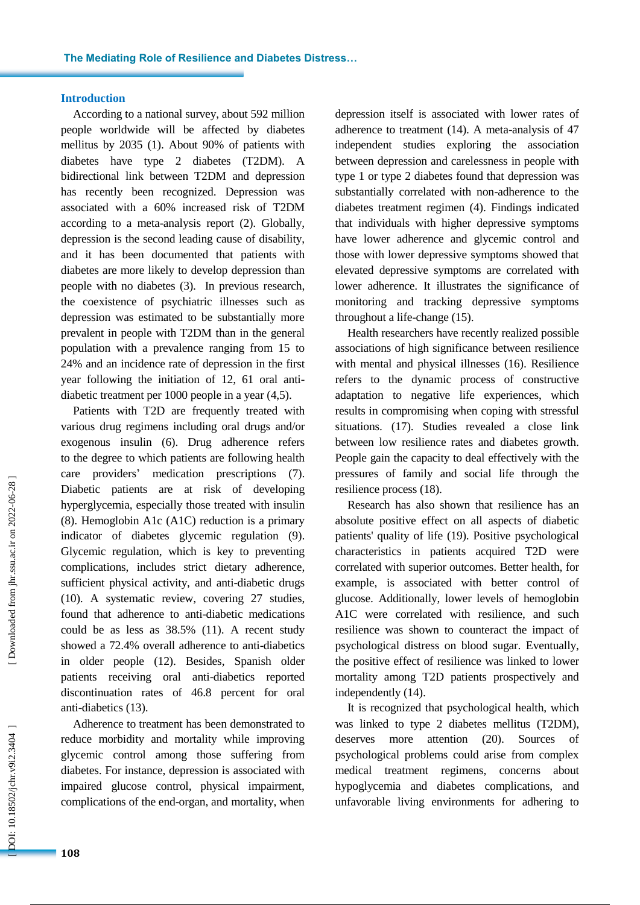## Introduction

According to a national survey, about 592 million people worldwide will be affected by diabetes mellitus by 2035 (1). About 90% of patients with diabetes have type 2 diabetes (T2DM). A bidirectional link between T2DM and depression has recently been recognized. Depression was associated with a 60% increased risk of T2DM according to a meta-analysis report (2). Globally, depression is the second leading cause of disability, and it has been documented that patients with diabetes are more likely to develop depression than people with no diabetes (3). In previous research, the coexistence of psychiatric illnesses such as depression was estimated to be substantially more prevalent in people with T2DM than in the general population with a prevalence ranging from 15 to 24% and an incidence rate of depression in the first year following the initiation of 12, 61 oral anti-diabetic treatment per 1000 people in a year (4,5).

Patients with T2D are frequently treated with various drug regimens including oral drugs and/or exogenous insulin (6). Drug adherence refers to the degree to which patients are following health care providers' medication prescriptions (7). Diabetic patients are at risk of developing hyperglycemia, especially those treated with insulin (8). Hemoglobin A1c (A1C) reduction is a primary indicator of diabetes glycemic regulation (9). Glycemic regulation, which is key to preventing complications, includes strict dietary adherence, sufficient physical activity, and anti-diabetic drugs (10). A systematic review, covering 27 studies, found that adherence to anti-diabetic medications could be as less as 38.5% (11). A recent study showed a 72.4% overall adherence to anti-diabetics in older people (12). Besides, Spanish older patients receiving oral anti-diabetics reported discontinuation rates of 46.8 percent for oral anti-diabetics (13).

Adherence to treatment has been demonstrated to reduce morbidity and mortality while improving glycemic control among those suffering from diabetes. For instance, depression is associated with impaired glucose control, physical impairment, complications of the end-organ, and mortality, when depression itself is associated with lower rates of adherence to treatment (14). A meta-analysis of 47 independent studies exploring the association between depression and carelessness in people with type 1 or type 2 diabetes found that depression was substantially correlated with non-adherence to the diabetes treatment regimen (4). Findings indicated that individuals with higher depressive symptoms have lower adherence and glycemic control and those with lower depressive symptoms showed that elevated depressive symptoms are correlated with lower adherence. It illustrates the significance of monitoring and tracking depressive symptoms throughout a life-change (15).

Health researchers have recently realized possible associations of high significance between resilience with mental and physical illnesses (16). Resilience refers to the dynamic process of constructive adaptation to negative life experiences, which results in compromising when coping with stressful situations. (17). Studies revealed a close link between low resilience rates and diabetes growth. People gain the capacity to deal effectively with the pressures of family and social life through the resilience process (18).

Research has also shown that resilience has an absolute positive effect on all aspects of diabetic patients' quality of life (19). Positive psychological characteristics in patients acquired T2D were correlated with superior outcomes. Better health, for example, is associated with better control of glucose. Additionally, lower levels of hemoglobin A1C were correlated with resilience, and such resilience was shown to counteract the impact of psychological distress on blood sugar. Eventually, the positive effect of resilience was linked to lower mortality among T2D patients prospectively and independently (14).

It is recognized that psychological health, which was linked to type 2 diabetes mellitus (T2DM), deserves more attention (20). Sources of psychological problems could arise from complex medical treatment regimens, concerns about hypoglycemia and diabetes complications, and unfavorable living environments for adhering to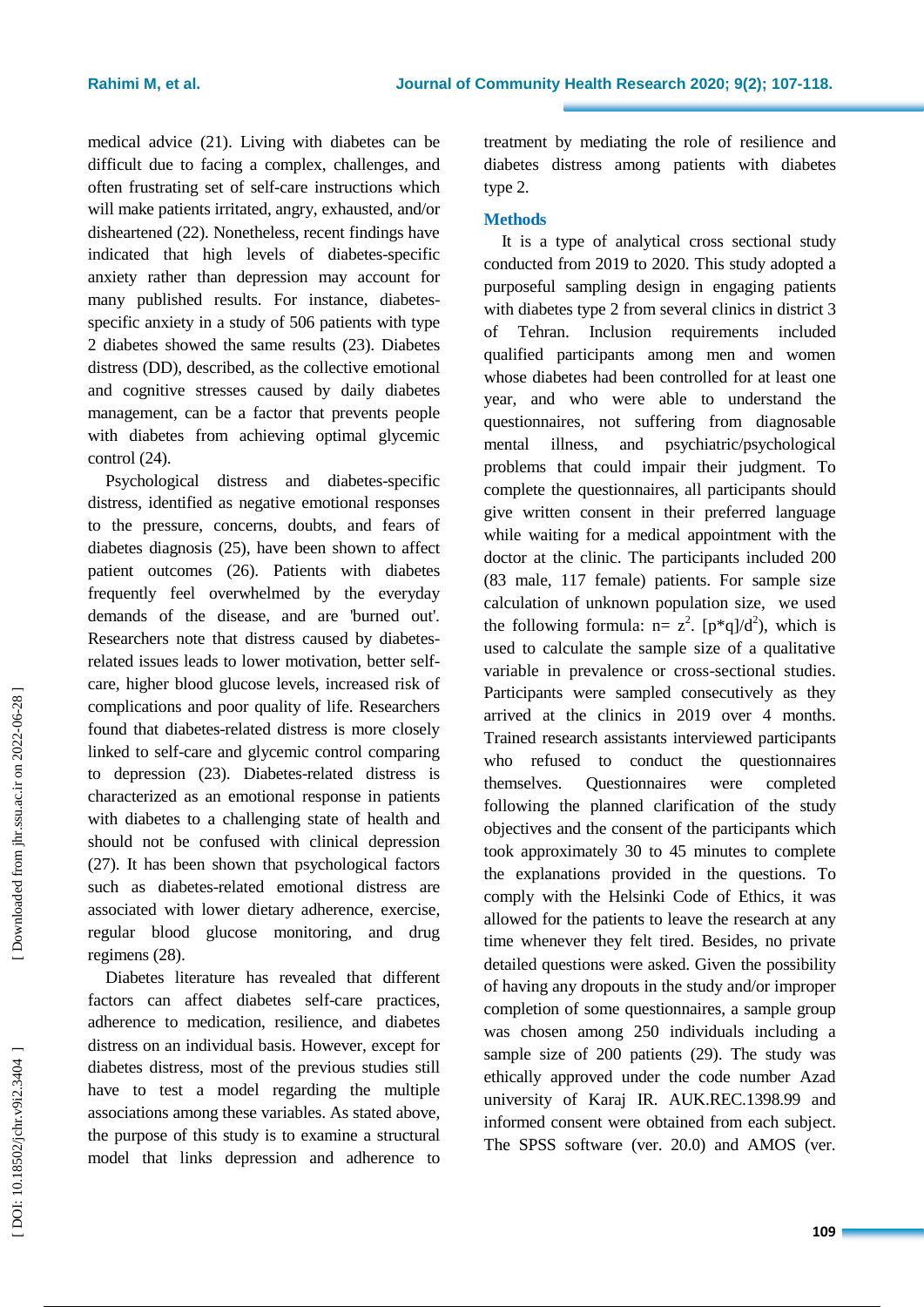medical advice (21). Living with diabetes can be difficult due to facing a complex, challenges, and often frustrating set of self-care instructions which will make patients irritated, angry, exhausted, and/or disheartened (22). Nonetheless, recent findings have indicated that high levels of diabetes-specific anxiety rather than depression may account for many published results. For instance, diabetes-specific anxiety in a study of 506 patients with type 2 diabetes showed the same results (23). Diabetes distress (DD), described, as the collective emotional and cognitive stresses caused by daily diabetes management, can be a factor that prevents people with diabetes from achieving optimal glycemic control (24).

Psychological distress and diabetes-specific distress, identified as negative emotional responses to the pressure, concerns, doubts, and fears of diabetes diagnosis (25), have been shown to affect patient outcomes (26). Patients with diabetes frequently feel overwhelmed by the everyday demands of the disease, and are 'burned out'. Researchers note that distress caused by diabetes-related issues leads to lower motivation, better self-care, higher blood glucose levels, increased risk of complications and poor quality of life. Researchers found that diabetes-related distress is more closely linked to self-care and glycemic control comparing to depression (23). Diabetes-related distress is characterized as an emotional response in patients with diabetes to a challenging state of health and should not be confused with clinical depression (27). It has been shown that psychological factors such as diabetes-related emotional distress are associated with lower dietary adherence, exercise, regular blood glucose monitoring, and drug regimens (28).

Diabetes literature has revealed that different factors can affect diabetes self-care practices, adherence to medication, resilience, and diabetes distress on an individual basis. However, except for diabetes distress, most of the previous studies still have to test a model regarding the multiple associations among these variables. As stated above, the purpose of this study is to examine a structural model that links depression and adherence to treatment by mediating the role of resilience and diabetes distress among patients with diabetes type 2.

## Methods

It is a type of analytical cross sectional study conducted from 2019 to 2020. This study adopted a purposeful sampling design in engaging patients with diabetes type 2 from several clinics in district 3 of Tehran. Inclusion requirements included qualified participants among men and women whose diabetes had been controlled for at least one year, and who were able to understand the questionnaires, not suffering from diagnosable mental illness, and psychiatric/psychological problems that could impair their judgment. To complete the questionnaires, all participants should give written consent in their preferred language while waiting for a medical appointment with the doctor at the clinic. The participants included 200 (83 male, 117 female) patients. For sample size calculation of unknown population size, we used the following formula: $n= z^2. [p*q]/d^2)$, which is used to calculate the sample size of a qualitative variable in prevalence or cross-sectional studies. Participants were sampled consecutively as they arrived at the clinics in 2019 over 4 months. Trained research assistants interviewed participants who refused to conduct the questionnaires themselves. Questionnaires were completed following the planned clarification of the study objectives and the consent of the participants which took approximately 30 to 45 minutes to complete the explanations provided in the questions. To comply with the Helsinki Code of Ethics, it was allowed for the patients to leave the research at any time whenever they felt tired. Besides, no private detailed questions were asked. Given the possibility of having any dropouts in the study and/or improper completion of some questionnaires, a sample group was chosen among 250 individuals including a sample size of 200 patients (29). The study was ethically approved under the code number Azad university of Karaj IR. AUK.REC.1398.99 and informed consent were obtained from each subject. The SPSS software (ver. 20.0) and AMOS (ver.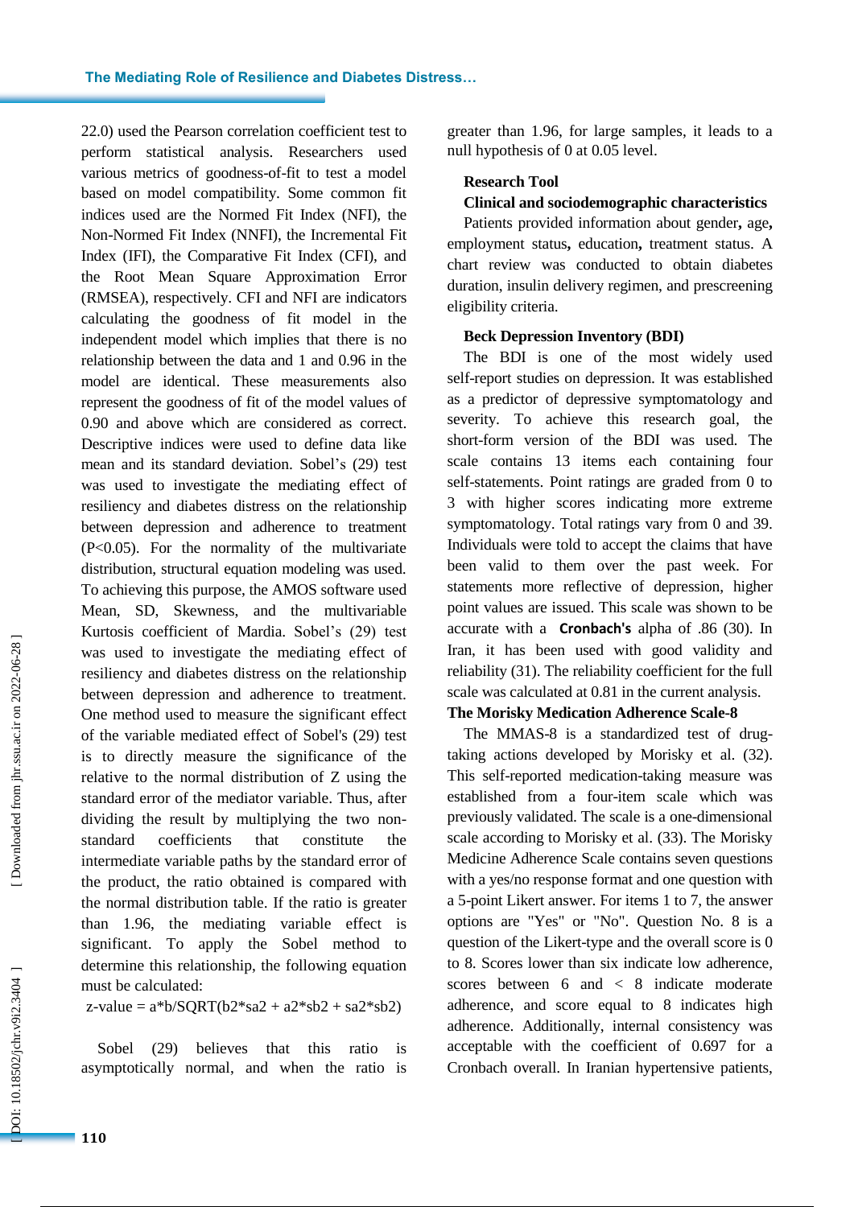22.0) used the Pearson correlation coefficient test to perform statistical analysis. Researchers used various metrics of goodness-of-fit to test a model based on model compatibility. Some common fit indices used are the Normed Fit Index (NFI), the Non-Normed Fit Index (NNFI), the Incremental Fit Index (IFI), the Comparative Fit Index (CFI), and the Root Mean Square Approximation Error (RMSEA), respectively. CFI and NFI are indicators calculating the goodness of fit model in the independent model which implies that there is no relationship between the data and 1 and 0.96 in the model are identical. These measurements also represent the goodness of fit of the model values of 0.90 and above which are considered as correct. Descriptive indices were used to define data like mean and its standard deviation. Sobel's (29) test was used to investigate the mediating effect of resiliency and diabetes distress on the relationship between depression and adherence to treatment ($P<0.05$). For the normality of the multivariate distribution, structural equation modeling was used. To achieving this purpose, the AMOS software used Mean, SD, Skewness, and the multivariable Kurtosis coefficient of Mardia. Sobel's (29) test was used to investigate the mediating effect of resiliency and diabetes distress on the relationship between depression and adherence to treatment. One method used to measure the significant effect of the variable mediated effect of Sobel's (29) test is to directly measure the significance of the relative to the normal distribution of Z using the standard error of the mediator variable. Thus, after dividing the result by multiplying the two non-standard coefficients that constitute the intermediate variable paths by the standard error of the product, the ratio obtained is compared with the normal distribution table. If the ratio is greater than 1.96, the mediating variable effect is significant. To apply the Sobel method to determine this relationship, the following equation must be calculated:

$$\text{z-value} = a*b/\text{SQRT}(b2*sa2 + a2*sb2 + sa2*sb2)$$

Sobel (29) believes that this ratio is asymptotically normal, and when the ratio is greater than 1.96, for large samples, it leads to a null hypothesis of 0 at 0.05 level.

**Research Tool**

**Clinical and sociodemographic characteristics**

Patients provided information about gender**,** age**,** employment status**,** education**,** treatment status. A chart review was conducted to obtain diabetes duration, insulin delivery regimen, and prescreening eligibility criteria.

**Beck Depression Inventory (BDI)**

The BDI is one of the most widely used self-report studies on depression. It was established as a predictor of depressive symptomatology and severity. To achieve this research goal, the short-form version of the BDI was used. The scale contains 13 items each containing four self-statements. Point ratings are graded from 0 to 3 with higher scores indicating more extreme symptomatology. Total ratings vary from 0 and 39. Individuals were told to accept the claims that have been valid to them over the past week. For statements more reflective of depression, higher point values are issued. This scale was shown to be accurate with a **Cronbach's** alpha of .86 (30). In Iran, it has been used with good validity and reliability (31). The reliability coefficient for the full scale was calculated at 0.81 in the current analysis.

**The Morisky Medication Adherence Scale-8**

The MMAS-8 is a standardized test of drug-taking actions developed by Morisky et al. (32). This self-reported medication-taking measure was established from a four-item scale which was previously validated. The scale is a one-dimensional scale according to Morisky et al. (33). The Morisky Medicine Adherence Scale contains seven questions with a yes/no response format and one question with a 5-point Likert answer. For items 1 to 7, the answer options are "Yes" or "No". Question No. 8 is a question of the Likert-type and the overall score is 0 to 8. Scores lower than six indicate low adherence, scores between 6 and < 8 indicate moderate adherence, and score equal to 8 indicates high adherence. Additionally, internal consistency was acceptable with the coefficient of 0.697 for a Cronbach overall. In Iranian hypertensive patients,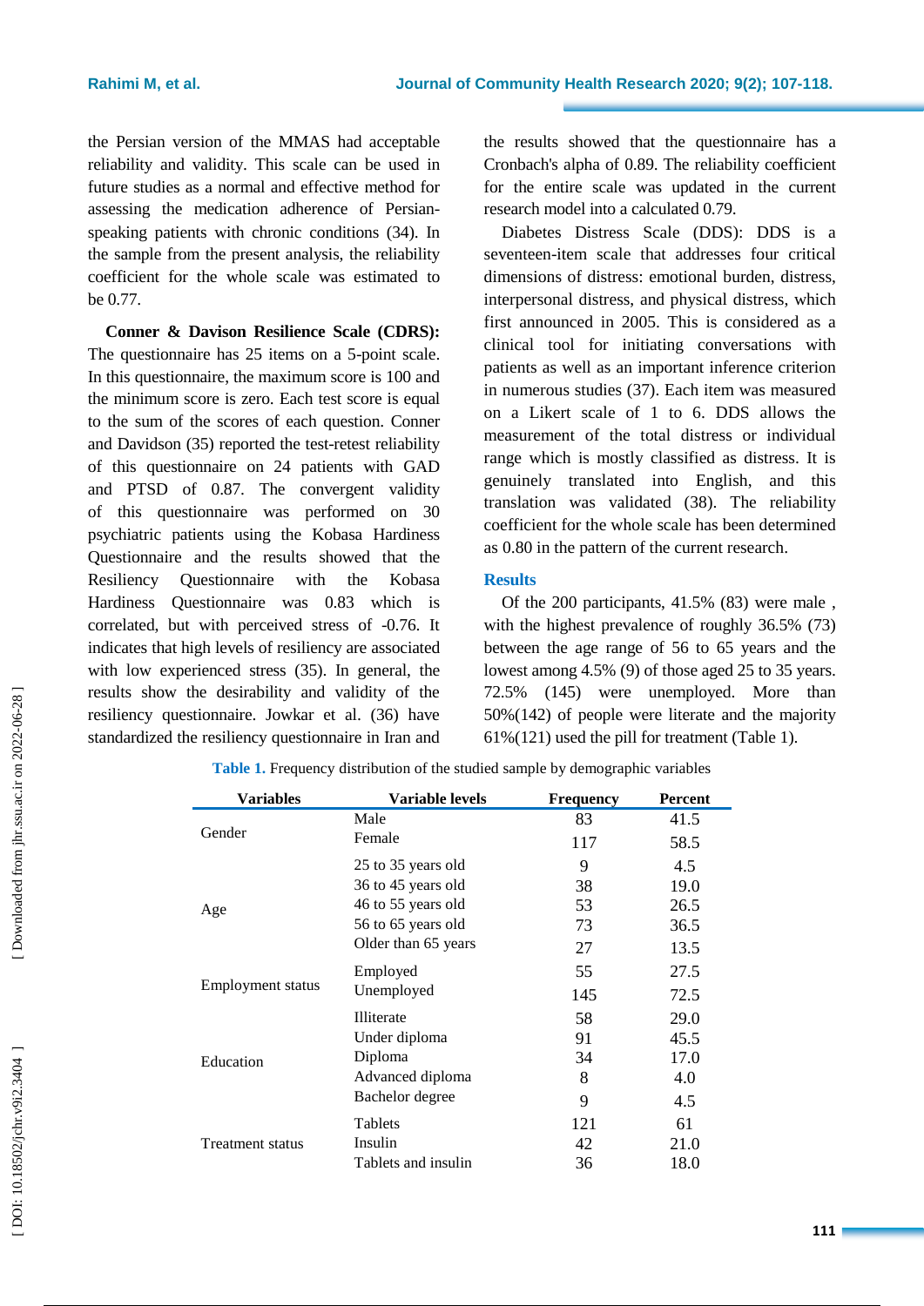the Persian version of the MMAS had acceptable reliability and validity. This scale can be used in future studies as a normal and effective method for assessing the medication adherence of Persian-speaking patients with chronic conditions (34). In the sample from the present analysis, the reliability coefficient for the whole scale was estimated to be 0.77.

**Conner & Davison Resilience Scale (CDRS):** The questionnaire has 25 items on a 5-point scale. In this questionnaire, the maximum score is 100 and the minimum score is zero. Each test score is equal to the sum of the scores of each question. Conner and Davidson (35) reported the test-retest reliability of this questionnaire on 24 patients with GAD and PTSD of 0.87. The convergent validity of this questionnaire was performed on 30 psychiatric patients using the Kobasa Hardiness Questionnaire and the results showed that the Resiliency Questionnaire with the Kobasa Hardiness Questionnaire was 0.83 which is correlated, but with perceived stress of -0.76. It indicates that high levels of resiliency are associated with low experienced stress (35). In general, the results show the desirability and validity of the resiliency questionnaire. Jowkar et al. (36) have standardized the resiliency questionnaire in Iran and the results showed that the questionnaire has a Cronbach's alpha of 0.89. The reliability coefficient for the entire scale was updated in the current research model into a calculated 0.79.

Diabetes Distress Scale (DDS): DDS is a seventeen-item scale that addresses four critical dimensions of distress: emotional burden, distress, interpersonal distress, and physical distress, which first announced in 2005. This is considered as a clinical tool for initiating conversations with patients as well as an important inference criterion in numerous studies (37). Each item was measured on a Likert scale of 1 to 6. DDS allows the measurement of the total distress or individual range which is mostly classified as distress. It is genuinely translated into English, and this translation was validated (38). The reliability coefficient for the whole scale has been determined as 0.80 in the pattern of the current research.

## Results

Of the 200 participants, 41.5% (83) were male , with the highest prevalence of roughly 36.5% (73) between the age range of 56 to 65 years and the lowest among 4.5% (9) of those aged 25 to 35 years. 72.5% (145) were unemployed. More than 50%(142) of people were literate and the majority 61%(121) used the pill for treatment (Table 1).

**Table 1.** Frequency distribution of the studied sample by demographic variables

| Variables | Variable levels | Frequency | Percent |
|---|---|---|---|
| Gender | Male | 83 | 41.5 |
| | Female | 117 | 58.5 |
| Age | 25 to 35 years old | 9 | 4.5 |
| | 36 to 45 years old | 38 | 19.0 |
| | 46 to 55 years old | 53 | 26.5 |
| | 56 to 65 years old | 73 | 36.5 |
| | Older than 65 years | 27 | 13.5 |
| Employment status | Employed | 55 | 27.5 |
| | Unemployed | 145 | 72.5 |
| Education | Illiterate | 58 | 29.0 |
| | Under diploma | 91 | 45.5 |
| | Diploma | 34 | 17.0 |
| | Advanced diploma | 8 | 4.0 |
| | Bachelor degree | 9 | 4.5 |
| Treatment status | Tablets | 121 | 61 |
| | Insulin | 42 | 21.0 |
| | Tablets and insulin | 36 | 18.0 |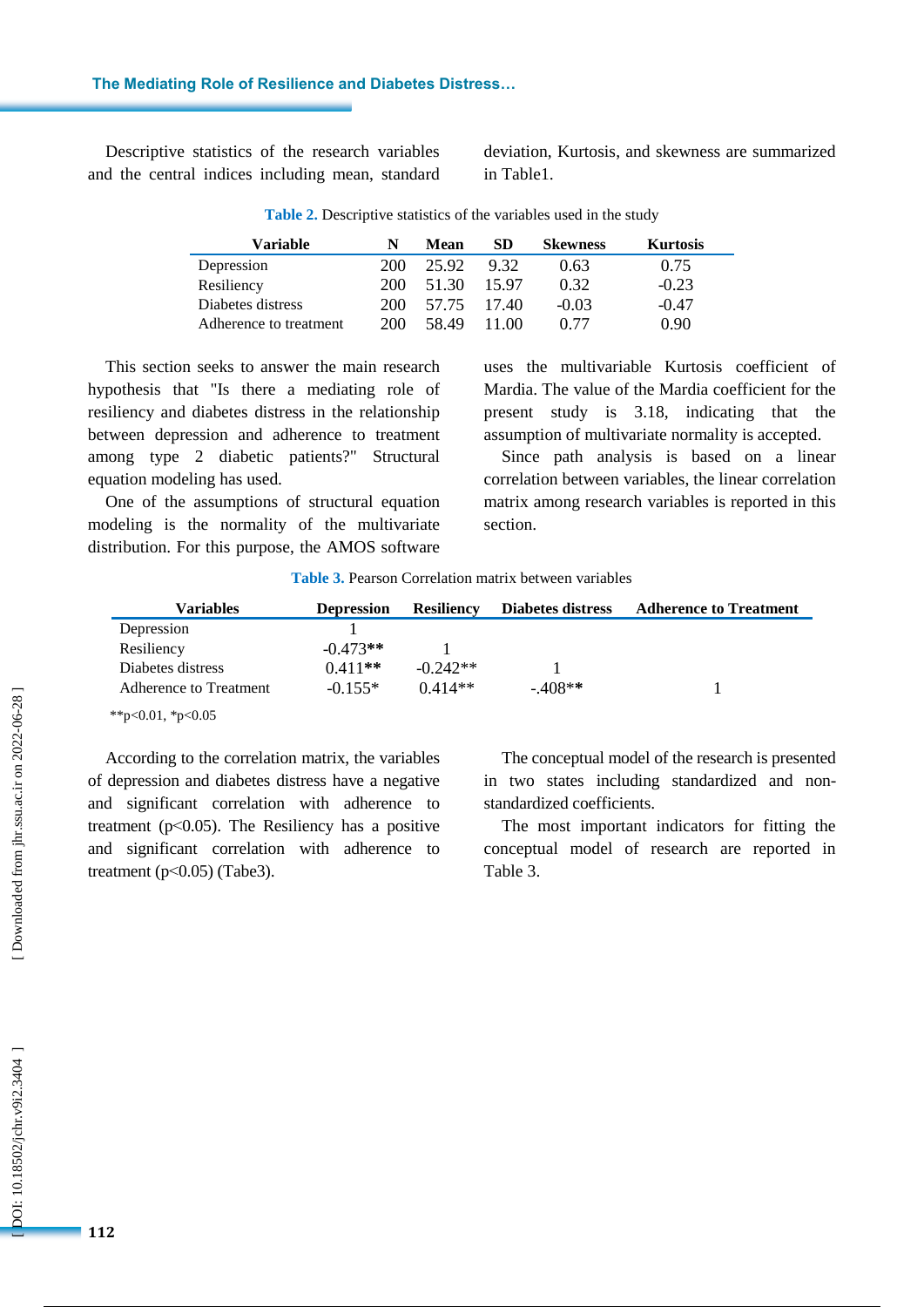Descriptive statistics of the research variables and the central indices including mean, standard deviation, Kurtosis, and skewness are summarized in Table1.

**Table 2.** Descriptive statistics of the variables used in the study

| Variable | N | Mean | SD | Skewness | Kurtosis |
|---|---|---|---|---|---|
| Depression | 200 | 25.92 | 9.32 | 0.63 | 0.75 |
| Resiliency | 200 | 51.30 | 15.97 | 0.32 | -0.23 |
| Diabetes distress | 200 | 57.75 | 17.40 | -0.03 | -0.47 |
| Adherence to treatment | 200 | 58.49 | 11.00 | 0.77 | 0.90 |

This section seeks to answer the main research hypothesis that "Is there a mediating role of resiliency and diabetes distress in the relationship between depression and adherence to treatment among type 2 diabetic patients?" Structural equation modeling has used.

One of the assumptions of structural equation modeling is the normality of the multivariate distribution. For this purpose, the AMOS software uses the multivariable Kurtosis coefficient of Mardia. The value of the Mardia coefficient for the present study is 3.18, indicating that the assumption of multivariate normality is accepted.

Since path analysis is based on a linear correlation between variables, the linear correlation matrix among research variables is reported in this section.

**Table 3.** Pearson Correlation matrix between variables

| Variables | Depression | Resiliency | Diabetes distress | Adherence to Treatment |
|---|---|---|---|---|
| Depression | 1 | | | |
| Resiliency | -0.473** | 1 | | |
| Diabetes distress | 0.411** | -0.242** | 1 | |
| Adherence to Treatment | -0.155* | 0.414** | -.408** | 1 |

**p<0.01, *p<0.05

According to the correlation matrix, the variables of depression and diabetes distress have a negative and significant correlation with adherence to treatment ($p<0.05$). The Resiliency has a positive and significant correlation with adherence to treatment ($p<0.05$) (Tabe3).

The conceptual model of the research is presented in two states including standardized and non-standardized coefficients.

The most important indicators for fitting the conceptual model of research are reported in Table 3.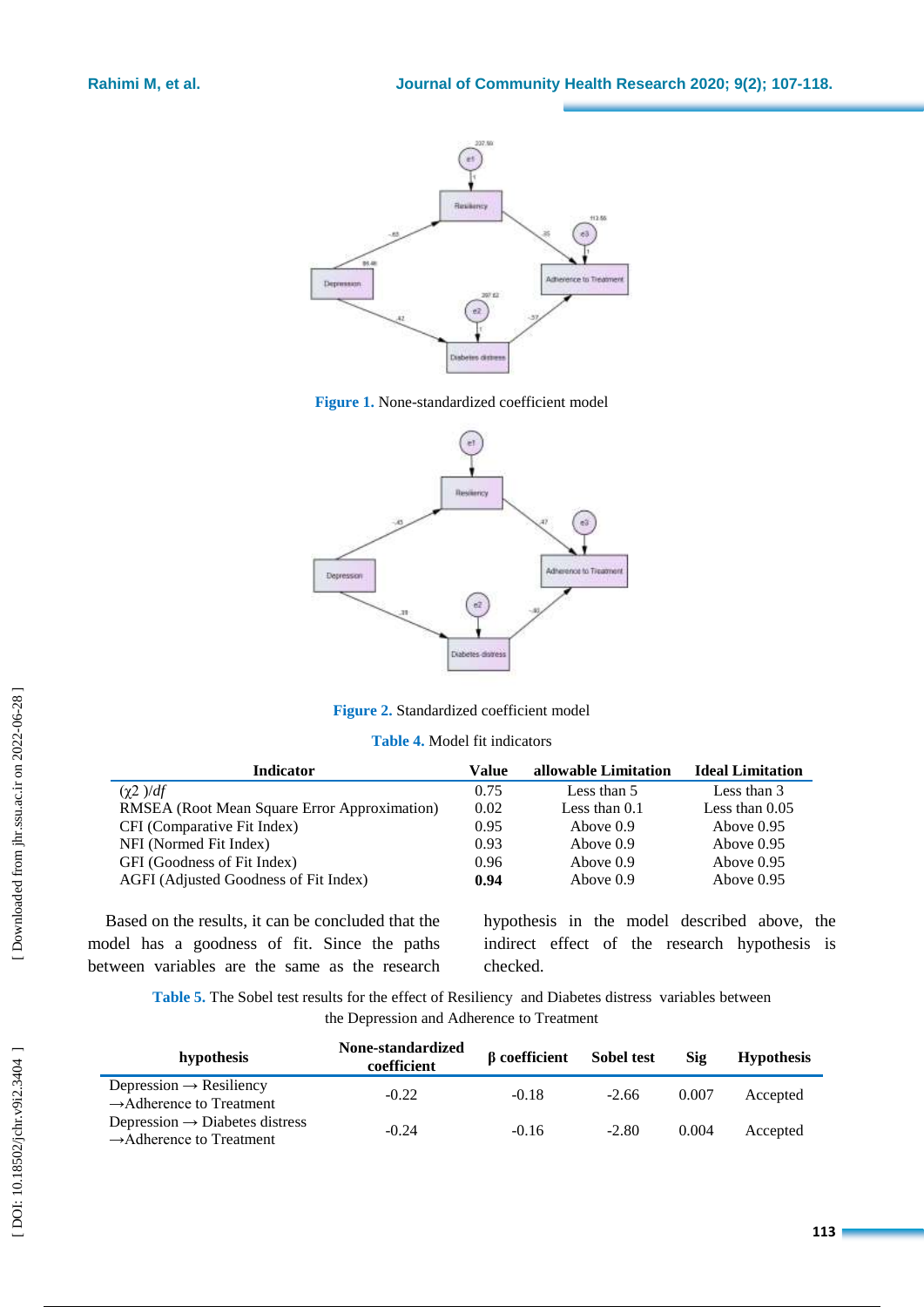**Figure 1.** None-standardized coefficient model

**Figure 2.** Standardized coefficient model

**Table 4.** Model fit indicators

| Indicator | Value | allowable Limitation | Ideal Limitation |
|---|---|---|---|
| ($\chi$2 )/*df* | 0.75 | Less than 5 | Less than 3 |
| RMSEA (Root Mean Square Error Approximation) | 0.02 | Less than 0.1 | Less than 0.05 |
| CFI (Comparative Fit Index) | 0.95 | Above 0.9 | Above 0.95 |
| NFI (Normed Fit Index) | 0.93 | Above 0.9 | Above 0.95 |
| GFI (Goodness of Fit Index) | 0.96 | Above 0.9 | Above 0.95 |
| AGFI (Adjusted Goodness of Fit Index) | **0.94** | Above 0.9 | Above 0.95 |

Based on the results, it can be concluded that the model has a goodness of fit. Since the paths between variables are the same as the research hypothesis in the model described above, the indirect effect of the research hypothesis is checked.

**Table 5.** The Sobel test results for the effect of Resiliency and Diabetes distress variables between the Depression and Adherence to Treatment

| hypothesis | None-standardized coefficient | β coefficient | Sobel test | Sig | Hypothesis |
|---|---|---|---|---|---|
| Depression → Resiliency →Adherence to Treatment | -0.22 | -0.18 | -2.66 | 0.007 | Accepted |
| Depression → Diabetes distress →Adherence to Treatment | -0.24 | -0.16 | -2.80 | 0.004 | Accepted |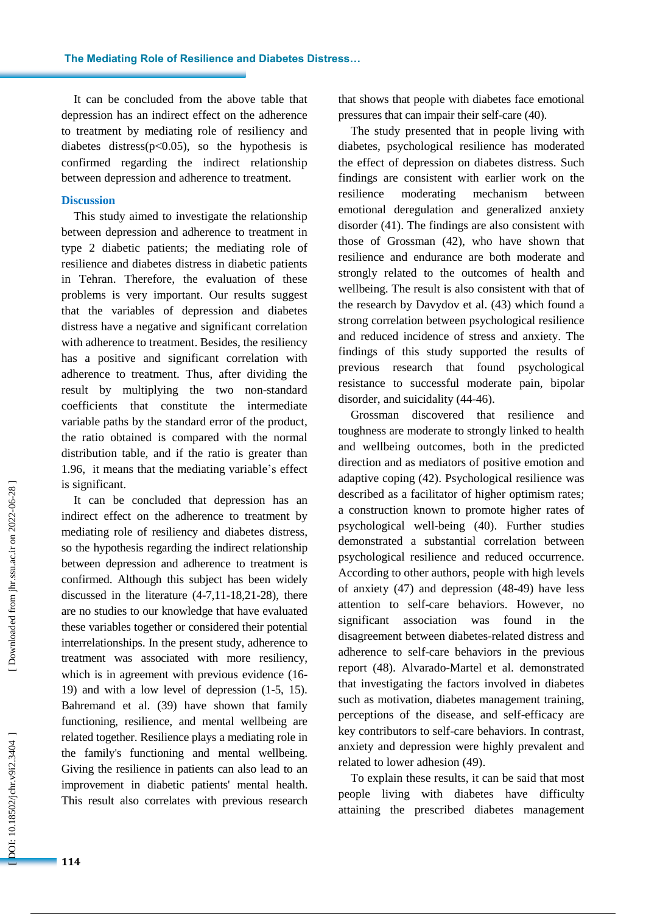It can be concluded from the above table that depression has an indirect effect on the adherence to treatment by mediating role of resiliency and diabetes distress($p<0.05$), so the hypothesis is confirmed regarding the indirect relationship between depression and adherence to treatment.

## Discussion

This study aimed to investigate the relationship between depression and adherence to treatment in type 2 diabetic patients; the mediating role of resilience and diabetes distress in diabetic patients in Tehran. Therefore, the evaluation of these problems is very important. Our results suggest that the variables of depression and diabetes distress have a negative and significant correlation with adherence to treatment. Besides, the resiliency has a positive and significant correlation with adherence to treatment. Thus, after dividing the result by multiplying the two non-standard coefficients that constitute the intermediate variable paths by the standard error of the product, the ratio obtained is compared with the normal distribution table, and if the ratio is greater than 1.96, it means that the mediating variable's effect is significant.

It can be concluded that depression has an indirect effect on the adherence to treatment by mediating role of resiliency and diabetes distress, so the hypothesis regarding the indirect relationship between depression and adherence to treatment is confirmed. Although this subject has been widely discussed in the literature (4-7,11-18,21-28), there are no studies to our knowledge that have evaluated these variables together or considered their potential interrelationships. In the present study, adherence to treatment was associated with more resiliency, which is in agreement with previous evidence (16-19) and with a low level of depression (1-5, 15). Bahremand et al. (39) have shown that family functioning, resilience, and mental wellbeing are related together. Resilience plays a mediating role in the family's functioning and mental wellbeing. Giving the resilience in patients can also lead to an improvement in diabetic patients' mental health. This result also correlates with previous research that shows that people with diabetes face emotional pressures that can impair their self-care (40).

The study presented that in people living with diabetes, psychological resilience has moderated the effect of depression on diabetes distress. Such findings are consistent with earlier work on the resilience moderating mechanism between emotional deregulation and generalized anxiety disorder (41). The findings are also consistent with those of Grossman (42), who have shown that resilience and endurance are both moderate and strongly related to the outcomes of health and wellbeing. The result is also consistent with that of the research by Davydov et al. (43) which found a strong correlation between psychological resilience and reduced incidence of stress and anxiety. The findings of this study supported the results of previous research that found psychological resistance to successful moderate pain, bipolar disorder, and suicidality (44-46).

Grossman discovered that resilience and toughness are moderate to strongly linked to health and wellbeing outcomes, both in the predicted direction and as mediators of positive emotion and adaptive coping (42). Psychological resilience was described as a facilitator of higher optimism rates; a construction known to promote higher rates of psychological well-being (40). Further studies demonstrated a substantial correlation between psychological resilience and reduced occurrence. According to other authors, people with high levels of anxiety (47) and depression (48-49) have less attention to self-care behaviors. However, no significant association was found in the disagreement between diabetes-related distress and adherence to self-care behaviors in the previous report (48). Alvarado-Martel et al. demonstrated that investigating the factors involved in diabetes such as motivation, diabetes management training, perceptions of the disease, and self-efficacy are key contributors to self-care behaviors. In contrast, anxiety and depression were highly prevalent and related to lower adhesion (49).

To explain these results, it can be said that most people living with diabetes have difficulty attaining the prescribed diabetes management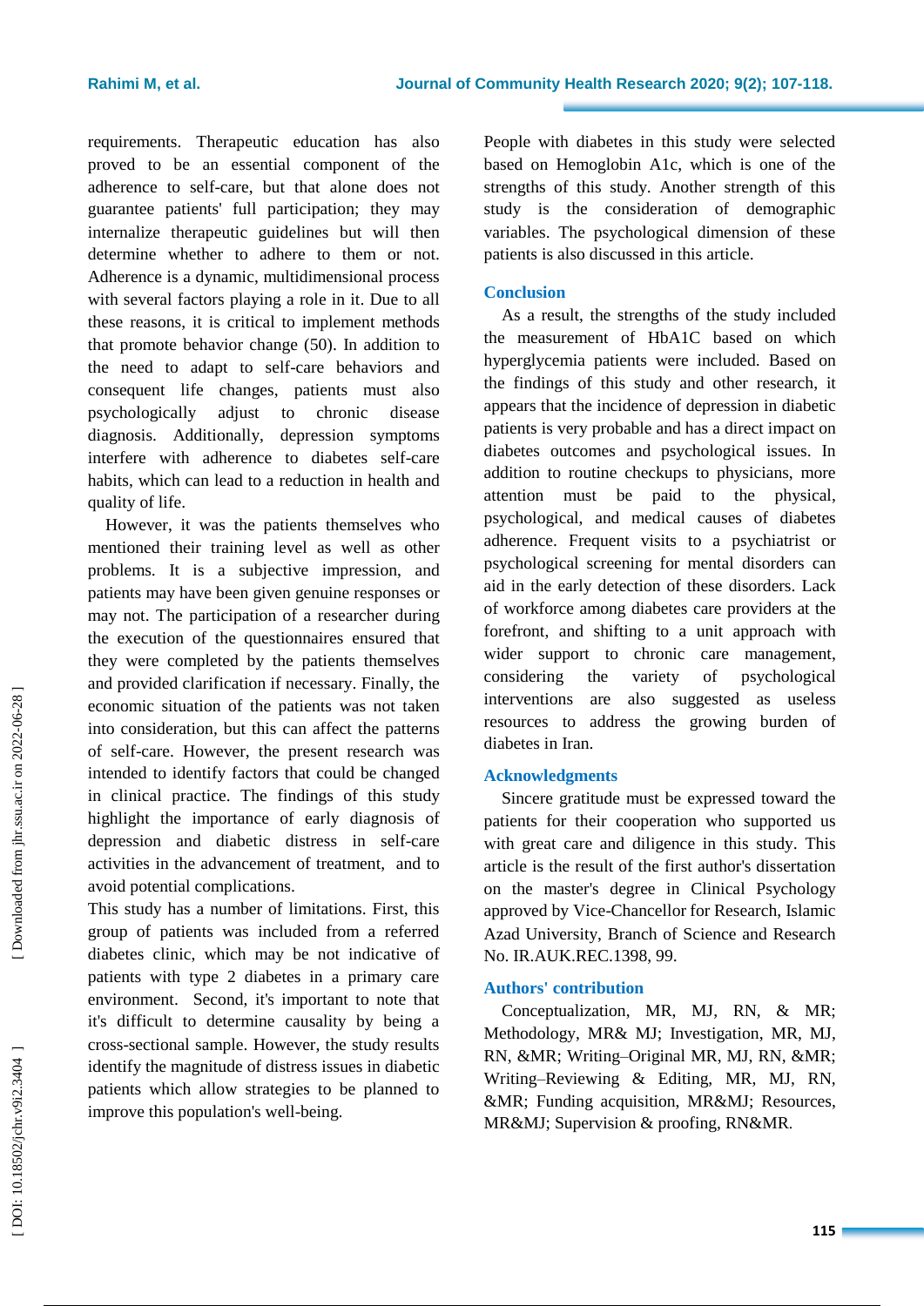requirements. Therapeutic education has also proved to be an essential component of the adherence to self-care, but that alone does not guarantee patients' full participation; they may internalize therapeutic guidelines but will then determine whether to adhere to them or not. Adherence is a dynamic, multidimensional process with several factors playing a role in it. Due to all these reasons, it is critical to implement methods that promote behavior change (50). In addition to the need to adapt to self-care behaviors and consequent life changes, patients must also psychologically adjust to chronic disease diagnosis. Additionally, depression symptoms interfere with adherence to diabetes self-care habits, which can lead to a reduction in health and quality of life.

However, it was the patients themselves who mentioned their training level as well as other problems. It is a subjective impression, and patients may have been given genuine responses or may not. The participation of a researcher during the execution of the questionnaires ensured that they were completed by the patients themselves and provided clarification if necessary. Finally, the economic situation of the patients was not taken into consideration, but this can affect the patterns of self-care. However, the present research was intended to identify factors that could be changed in clinical practice. The findings of this study highlight the importance of early diagnosis of depression and diabetic distress in self-care activities in the advancement of treatment, and to avoid potential complications.

This study has a number of limitations. First, this group of patients was included from a referred diabetes clinic, which may be not indicative of patients with type 2 diabetes in a primary care environment. Second, it's important to note that it's difficult to determine causality by being a cross-sectional sample. However, the study results identify the magnitude of distress issues in diabetic patients which allow strategies to be planned to improve this population's well-being.

People with diabetes in this study were selected based on Hemoglobin A1c, which is one of the strengths of this study. Another strength of this study is the consideration of demographic variables. The psychological dimension of these patients is also discussed in this article.

## Conclusion

As a result, the strengths of the study included the measurement of HbA1C based on which hyperglycemia patients were included. Based on the findings of this study and other research, it appears that the incidence of depression in diabetic patients is very probable and has a direct impact on diabetes outcomes and psychological issues. In addition to routine checkups to physicians, more attention must be paid to the physical, psychological, and medical causes of diabetes adherence. Frequent visits to a psychiatrist or psychological screening for mental disorders can aid in the early detection of these disorders. Lack of workforce among diabetes care providers at the forefront, and shifting to a unit approach with wider support to chronic care management, considering the variety of psychological interventions are also suggested as useless resources to address the growing burden of diabetes in Iran.

## Acknowledgments

Sincere gratitude must be expressed toward the patients for their cooperation who supported us with great care and diligence in this study. This article is the result of the first author's dissertation on the master's degree in Clinical Psychology approved by Vice-Chancellor for Research, Islamic Azad University, Branch of Science and Research No. IR.AUK.REC.1398, 99.

## Authors' contribution

Conceptualization, MR, MJ, RN, & MR; Methodology, MR& MJ; Investigation, MR, MJ, RN, &MR; Writing–Original MR, MJ, RN, &MR; Writing–Reviewing & Editing, MR, MJ, RN, &MR; Funding acquisition, MR&MJ; Resources, MR&MJ; Supervision & proofing, RN&MR.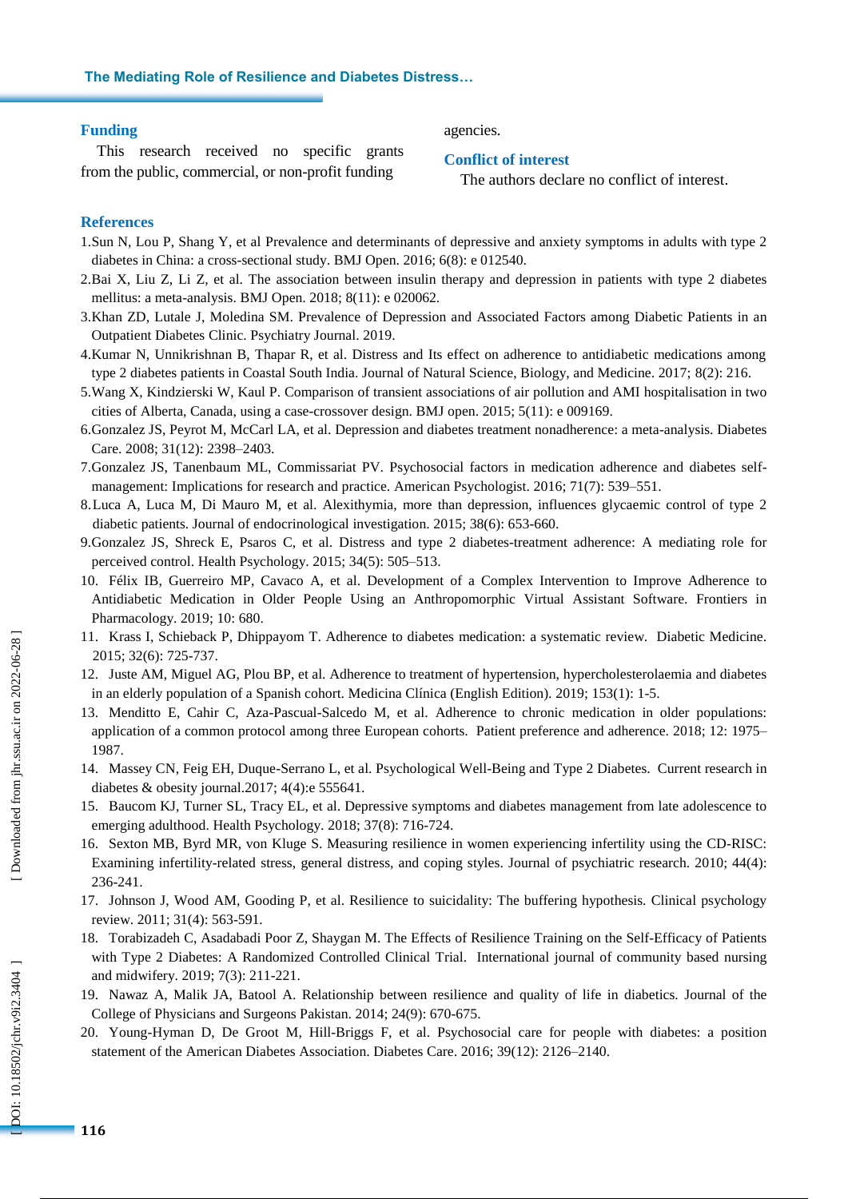## Funding

This research received no specific grants from the public, commercial, or non-profit funding agencies.

## Conflict of interest

The authors declare no conflict of interest.

## References

1.Sun N, Lou P, Shang Y, et al Prevalence and determinants of depressive and anxiety symptoms in adults with type 2 diabetes in China: a cross-sectional study. BMJ Open. 2016; 6(8): e 012540.

2.Bai X, Liu Z, Li Z, et al. The association between insulin therapy and depression in patients with type 2 diabetes mellitus: a meta-analysis. BMJ Open. 2018; 8(11): e 020062.

3.Khan ZD, Lutale J, Moledina SM. Prevalence of Depression and Associated Factors among Diabetic Patients in an Outpatient Diabetes Clinic. Psychiatry Journal. 2019.

4.Kumar N, Unnikrishnan B, Thapar R, et al. Distress and Its effect on adherence to antidiabetic medications among type 2 diabetes patients in Coastal South India. Journal of Natural Science, Biology, and Medicine. 2017; 8(2): 216.

5.Wang X, Kindzierski W, Kaul P. Comparison of transient associations of air pollution and AMI hospitalisation in two cities of Alberta, Canada, using a case-crossover design. BMJ open. 2015; 5(11): e 009169.

6.Gonzalez JS, Peyrot M, McCarl LA, et al. Depression and diabetes treatment nonadherence: a meta-analysis. Diabetes Care. 2008; 31(12): 2398–2403.

7.Gonzalez JS, Tanenbaum ML, Commissariat PV. Psychosocial factors in medication adherence and diabetes self-management: Implications for research and practice. American Psychologist. 2016; 71(7): 539–551.

8.Luca A, Luca M, Di Mauro M, et al. Alexithymia, more than depression, influences glycaemic control of type 2 diabetic patients. Journal of endocrinological investigation. 2015; 38(6): 653-660.

9.Gonzalez JS, Shreck E, Psaros C, et al. Distress and type 2 diabetes-treatment adherence: A mediating role for perceived control. Health Psychology. 2015; 34(5): 505–513.

10. Félix IB, Guerreiro MP, Cavaco A, et al. Development of a Complex Intervention to Improve Adherence to Antidiabetic Medication in Older People Using an Anthropomorphic Virtual Assistant Software. Frontiers in Pharmacology. 2019; 10: 680.

11. Krass I, Schieback P, Dhippayom T. Adherence to diabetes medication: a systematic review. Diabetic Medicine. 2015; 32(6): 725-737.

12. Juste AM, Miguel AG, Plou BP, et al. Adherence to treatment of hypertension, hypercholesterolaemia and diabetes in an elderly population of a Spanish cohort. Medicina Clínica (English Edition). 2019; 153(1): 1-5.

13. Menditto E, Cahir C, Aza-Pascual-Salcedo M, et al. Adherence to chronic medication in older populations: application of a common protocol among three European cohorts. Patient preference and adherence. 2018; 12: 1975–1987.

14. Massey CN, Feig EH, Duque-Serrano L, et al. Psychological Well-Being and Type 2 Diabetes. Current research in diabetes & obesity journal.2017; 4(4):e 555641.

15. Baucom KJ, Turner SL, Tracy EL, et al. Depressive symptoms and diabetes management from late adolescence to emerging adulthood. Health Psychology. 2018; 37(8): 716-724.

16. Sexton MB, Byrd MR, von Kluge S. Measuring resilience in women experiencing infertility using the CD-RISC: Examining infertility-related stress, general distress, and coping styles. Journal of psychiatric research. 2010; 44(4): 236-241.

17. Johnson J, Wood AM, Gooding P, et al. Resilience to suicidality: The buffering hypothesis. Clinical psychology review. 2011; 31(4): 563-591.

18. Torabizadeh C, Asadabadi Poor Z, Shaygan M. The Effects of Resilience Training on the Self-Efficacy of Patients with Type 2 Diabetes: A Randomized Controlled Clinical Trial. International journal of community based nursing and midwifery. 2019; 7(3): 211-221.

19. Nawaz A, Malik JA, Batool A. Relationship between resilience and quality of life in diabetics. Journal of the College of Physicians and Surgeons Pakistan. 2014; 24(9): 670-675.

20. Young-Hyman D, De Groot M, Hill-Briggs F, et al. Psychosocial care for people with diabetes: a position statement of the American Diabetes Association. Diabetes Care. 2016; 39(12): 2126–2140.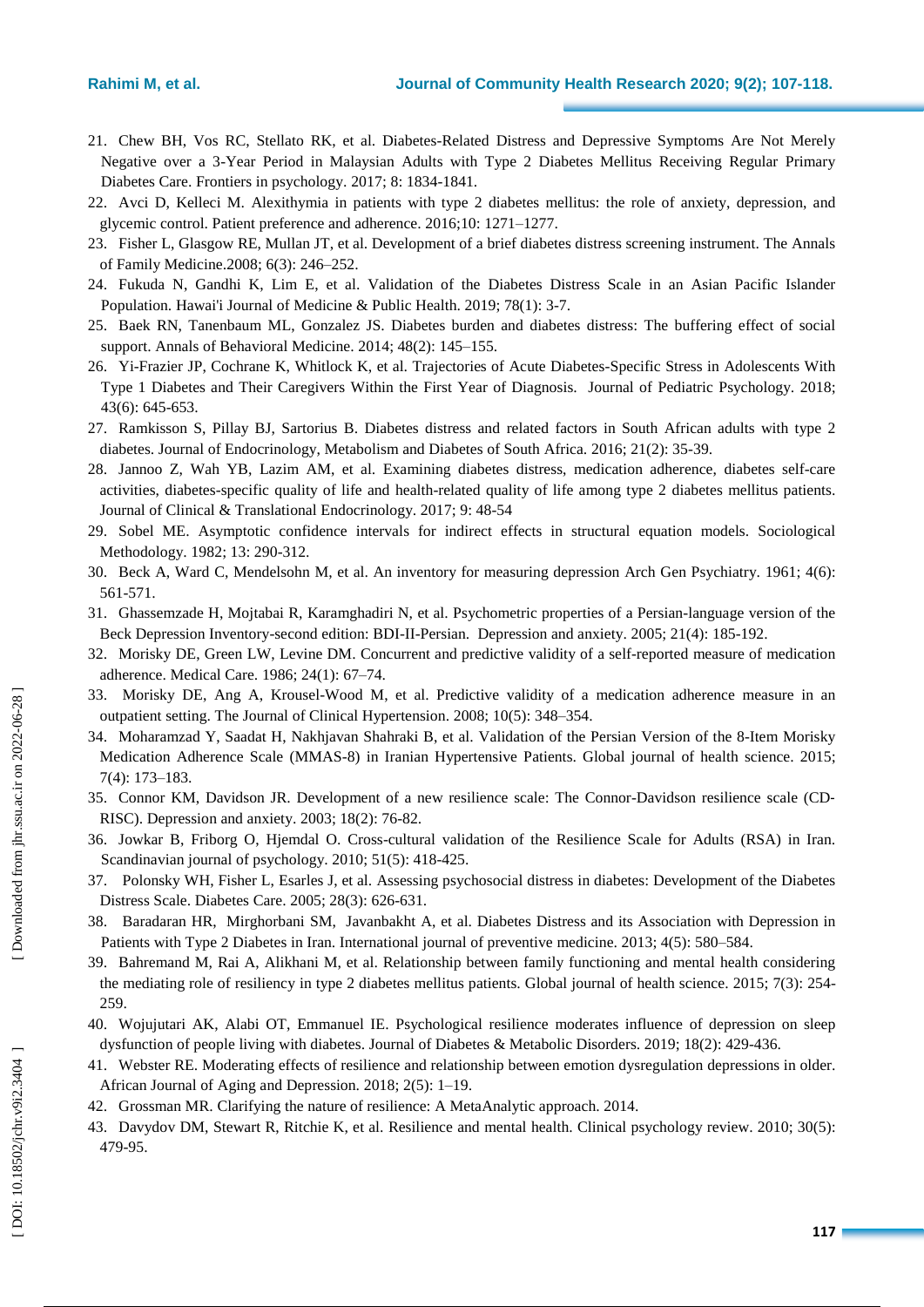21. Chew BH, Vos RC, Stellato RK, et al. Diabetes-Related Distress and Depressive Symptoms Are Not Merely Negative over a 3-Year Period in Malaysian Adults with Type 2 Diabetes Mellitus Receiving Regular Primary Diabetes Care. Frontiers in psychology. 2017; 8: 1834-1841.
22. Avci D, Kelleci M. Alexithymia in patients with type 2 diabetes mellitus: the role of anxiety, depression, and glycemic control. Patient preference and adherence. 2016;10: 1271–1277.
23. Fisher L, Glasgow RE, Mullan JT, et al. Development of a brief diabetes distress screening instrument. The Annals of Family Medicine.2008; 6(3): 246–252.
24. Fukuda N, Gandhi K, Lim E, et al. Validation of the Diabetes Distress Scale in an Asian Pacific Islander Population. Hawai'i Journal of Medicine & Public Health. 2019; 78(1): 3-7.
25. Baek RN, Tanenbaum ML, Gonzalez JS. Diabetes burden and diabetes distress: The buffering effect of social support. Annals of Behavioral Medicine. 2014; 48(2): 145–155.
26. Yi-Frazier JP, Cochrane K, Whitlock K, et al. Trajectories of Acute Diabetes-Specific Stress in Adolescents With Type 1 Diabetes and Their Caregivers Within the First Year of Diagnosis. Journal of Pediatric Psychology. 2018; 43(6): 645-653.
27. Ramkisson S, Pillay BJ, Sartorius B. Diabetes distress and related factors in South African adults with type 2 diabetes. Journal of Endocrinology, Metabolism and Diabetes of South Africa. 2016; 21(2): 35-39.
28. Jannoo Z, Wah YB, Lazim AM, et al. Examining diabetes distress, medication adherence, diabetes self-care activities, diabetes-specific quality of life and health-related quality of life among type 2 diabetes mellitus patients. Journal of Clinical & Translational Endocrinology. 2017; 9: 48-54
29. Sobel ME. Asymptotic confidence intervals for indirect effects in structural equation models. Sociological Methodology. 1982; 13: 290-312.
30. Beck A, Ward C, Mendelsohn M, et al. An inventory for measuring depression Arch Gen Psychiatry. 1961; 4(6): 561-571.
31. Ghassemzade H, Mojtabai R, Karamghadiri N, et al. Psychometric properties of a Persian-language version of the Beck Depression Inventory-second edition: BDI-II-Persian. Depression and anxiety. 2005; 21(4): 185-192.
32. Morisky DE, Green LW, Levine DM. Concurrent and predictive validity of a self-reported measure of medication adherence. Medical Care. 1986; 24(1): 67–74.
33. Morisky DE, Ang A, Krousel-Wood M, et al. Predictive validity of a medication adherence measure in an outpatient setting. The Journal of Clinical Hypertension. 2008; 10(5): 348–354.
34. Moharamzad Y, Saadat H, Nakhjavan Shahraki B, et al. Validation of the Persian Version of the 8-Item Morisky Medication Adherence Scale (MMAS-8) in Iranian Hypertensive Patients. Global journal of health science. 2015; 7(4): 173–183.
35. Connor KM, Davidson JR. Development of a new resilience scale: The Connor-Davidson resilience scale (CD-RISC). Depression and anxiety. 2003; 18(2): 76-82.
36. Jowkar B, Friborg O, Hjemdal O. Cross-cultural validation of the Resilience Scale for Adults (RSA) in Iran. Scandinavian journal of psychology. 2010; 51(5): 418-425.
37. Polonsky WH, Fisher L, Esarles J, et al. Assessing psychosocial distress in diabetes: Development of the Diabetes Distress Scale. Diabetes Care. 2005; 28(3): 626-631.
38. Baradaran HR, Mirghorbani SM, Javanbakht A, et al. Diabetes Distress and its Association with Depression in Patients with Type 2 Diabetes in Iran. International journal of preventive medicine. 2013; 4(5): 580–584.
39. Bahremand M, Rai A, Alikhani M, et al. Relationship between family functioning and mental health considering the mediating role of resiliency in type 2 diabetes mellitus patients. Global journal of health science. 2015; 7(3): 254-259.
40. Wojujutari AK, Alabi OT, Emmanuel IE. Psychological resilience moderates influence of depression on sleep dysfunction of people living with diabetes. Journal of Diabetes & Metabolic Disorders. 2019; 18(2): 429-436.
41. Webster RE. Moderating effects of resilience and relationship between emotion dysregulation depressions in older. African Journal of Aging and Depression. 2018; 2(5): 1–19.
42. Grossman MR. Clarifying the nature of resilience: A MetaAnalytic approach. 2014.
43. Davydov DM, Stewart R, Ritchie K, et al. Resilience and mental health. Clinical psychology review. 2010; 30(5): 479-95.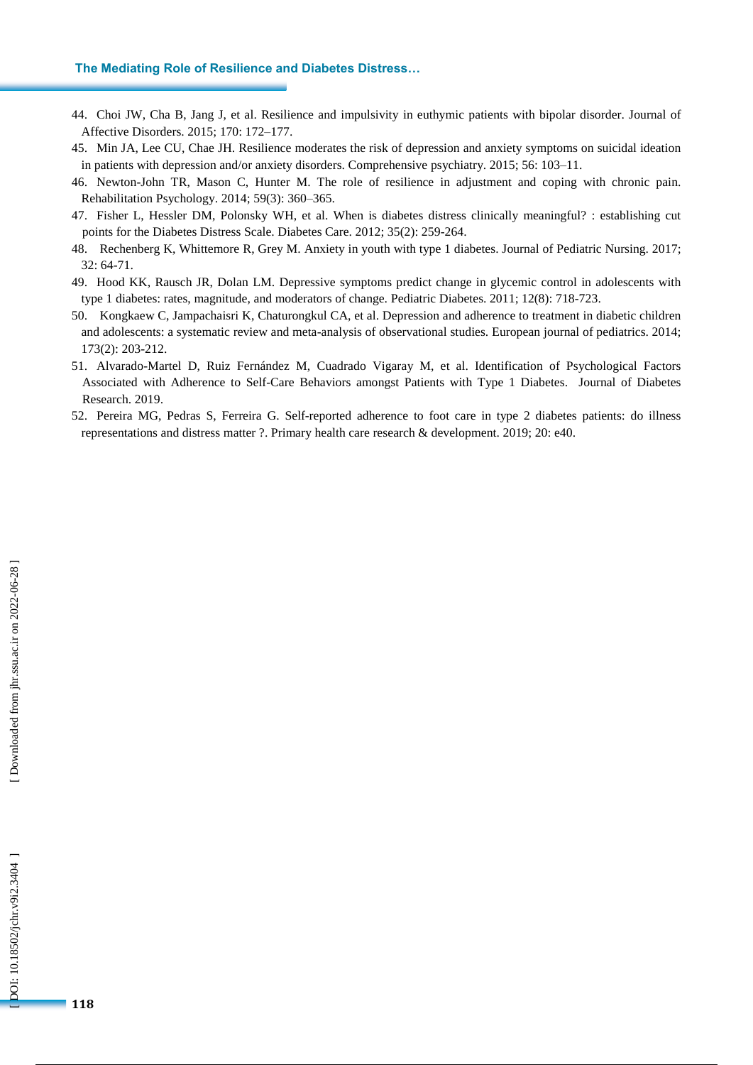44. Choi JW, Cha B, Jang J, et al. Resilience and impulsivity in euthymic patients with bipolar disorder. Journal of Affective Disorders. 2015; 170: 172–177.
45. Min JA, Lee CU, Chae JH. Resilience moderates the risk of depression and anxiety symptoms on suicidal ideation in patients with depression and/or anxiety disorders. Comprehensive psychiatry. 2015; 56: 103–11.
46. Newton-John TR, Mason C, Hunter M. The role of resilience in adjustment and coping with chronic pain. Rehabilitation Psychology. 2014; 59(3): 360–365.
47. Fisher L, Hessler DM, Polonsky WH, et al. When is diabetes distress clinically meaningful? : establishing cut points for the Diabetes Distress Scale. Diabetes Care. 2012; 35(2): 259-264.
48. Rechenberg K, Whittemore R, Grey M. Anxiety in youth with type 1 diabetes. Journal of Pediatric Nursing. 2017; 32: 64-71.
49. Hood KK, Rausch JR, Dolan LM. Depressive symptoms predict change in glycemic control in adolescents with type 1 diabetes: rates, magnitude, and moderators of change. Pediatric Diabetes. 2011; 12(8): 718-723.
50. Kongkaew C, Jampachaisri K, Chaturongkul CA, et al. Depression and adherence to treatment in diabetic children and adolescents: a systematic review and meta-analysis of observational studies. European journal of pediatrics. 2014; 173(2): 203-212.
51. Alvarado-Martel D, Ruiz Fernández M, Cuadrado Vigaray M, et al. Identification of Psychological Factors Associated with Adherence to Self-Care Behaviors amongst Patients with Type 1 Diabetes. Journal of Diabetes Research. 2019.
52. Pereira MG, Pedras S, Ferreira G. Self-reported adherence to foot care in type 2 diabetes patients: do illness representations and distress matter ?. Primary health care research & development. 2019; 20: e40.